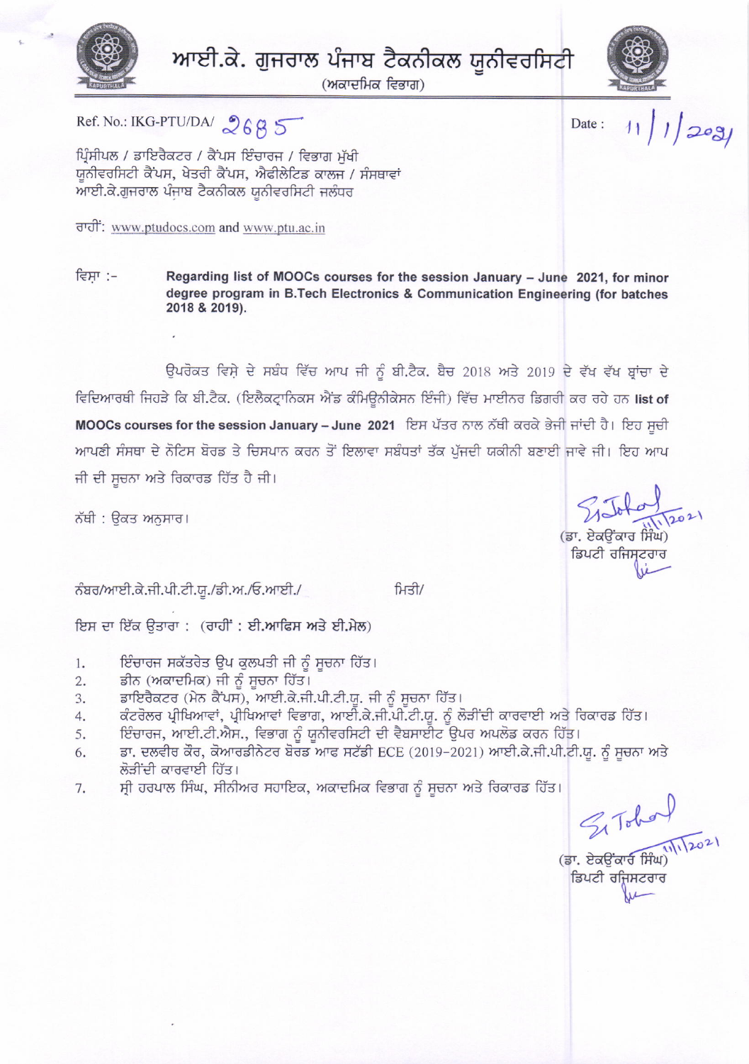# ਆਈ.ਕੇ. ਗੁਜਰਾਲ ਪੰਜਾਬ ਟੈਕਨੀਕਲ ਯੂਨੀਵਰਸਿਟੀ

(ਅਕਾਦਮਿਕ ਵਿਭਾਗ)

Ref. No.: IKG-PTU/DA/ 2685

Date : 11/1/2021

ਪ੍ਰਿੰਸੀਪਲ / ਡਾਇਰੈਕਟਰ / ਕੈਂਪਸ ਇੰਚਾਰਜ / ਵਿਭਾਗ ਮੁੱਖੀ
ਯੂਨੀਵਰਸਿਟੀ ਕੈਂਪਸ, ਖੇਤਰੀ ਕੈਂਪਸ, ਐਫੀਲੇਟਿਡ ਕਾਲਜ / ਸੰਸਥਾਵਾਂ
ਆਈ.ਕੇ.ਗੁਜਰਾਲ ਪੰਜਾਬ ਟੈਕਨੀਕਲ ਯੂਨੀਵਰਸਿਟੀ ਜਲੰਧਰ

ਰਾਹੀਂ: www.ptudocs.com and www.ptu.ac.in

ਵਿਸ਼ਾ :- **Regarding list of MOOCs courses for the session January – June 2021, for minor degree program in B.Tech Electronics & Communication Engineering (for batches 2018 & 2019).**

ਉਪਰੋਕਤ ਵਿਸ਼ੇ ਦੇ ਸਬੰਧ ਵਿੱਚ ਆਪ ਜੀ ਨੂੰ ਬੀ.ਟੈਕ. ਬੈਚ 2018 ਅਤੇ 2019 ਦੇ ਵੱਖ ਵੱਖ ਬ੍ਰਾਂਚਾ ਦੇ ਵਿਦਿਆਰਥੀ ਜਿਹੜੇ ਕਿ ਬੀ.ਟੈਕ. (ਇਲੈਕਟ੍ਰਾਨਿਕਸ ਐਂਡ ਕੰਮਿਊਨੀਕੇਸਨ ਇੰਜੀ) ਵਿੱਚ ਮਾਈਨਰ ਡਿਗਰੀ ਕਰ ਰਹੇ ਹਨ **list of MOOCs courses for the session January – June 2021** ਇਸ ਪੱਤਰ ਨਾਲ ਨੱਥੀ ਕਰਕੇ ਭੇਜੀ ਜਾਂਦੀ ਹੈ। ਇਹ ਸੂਚੀ ਆਪਣੀ ਸੰਸਥਾ ਦੇ ਨੋਟਿਸ ਬੋਰਡ ਤੇ ਚਿਸਪਾਨ ਕਰਨ ਤੋਂ ਇਲਾਵਾ ਸਬੰਧਤਾਂ ਤੱਕ ਪੁੱਜਦੀ ਯਕੀਨੀ ਬਣਾਈ ਜਾਵੇ ਜੀ। ਇਹ ਆਪ ਜੀ ਦੀ ਸੂਚਨਾ ਅਤੇ ਰਿਕਾਰਡ ਹਿੱਤ ਹੈ ਜੀ।

ਨੱਥੀ : ਉਕਤ ਅਨੁਸਾਰ।

(ਡਾ. ਏਕਉਂਕਾਰ ਸਿੰਘ)
ਡਿਪਟੀ ਰਜਿਸਟਰਾਰ

ਨੰਬਰ/ਆਈ.ਕੇ.ਜੀ.ਪੀ.ਟੀ.ਯੂ./ਡੀ.ਅ./ਓ.ਆਈ./ ਮਿਤੀ/

ਇਸ ਦਾ ਇੱਕ ਉਤਾਰਾ : (ਰਾਹੀਂ : ਈ.ਆਫਿਸ ਅਤੇ ਈ.ਮੇਲ)

1. ਇੰਚਾਰਜ ਸਕੱਤਰੇਤ ਉਪ ਕੁਲਪਤੀ ਜੀ ਨੂੰ ਸੂਚਨਾ ਹਿੱਤ।
2. ਡੀਨ (ਅਕਾਦਮਿਕ) ਜੀ ਨੂੰ ਸੂਚਨਾ ਹਿੱਤ।
3. ਡਾਇਰੈਕਟਰ (ਮੇਨ ਕੈਂਪਸ), ਆਈ.ਕੇ.ਜੀ.ਪੀ.ਟੀ.ਯੂ. ਜੀ ਨੂੰ ਸੂਚਨਾ ਹਿੱਤ।
4. ਕੰਟਰੋਲਰ ਪ੍ਰੀਖਿਆਵਾਂ, ਪ੍ਰੀਖਿਆਵਾਂ ਵਿਭਾਗ, ਆਈ.ਕੇ.ਜੀ.ਪੀ.ਟੀ.ਯੂ. ਨੂੰ ਲੋੜੀਂਦੀ ਕਾਰਵਾਈ ਅਤੇ ਰਿਕਾਰਡ ਹਿੱਤ।
5. ਇੰਚਾਰਜ, ਆਈ.ਟੀ.ਐਸ., ਵਿਭਾਗ ਨੂੰ ਯੂਨੀਵਰਸਿਟੀ ਦੀ ਵੈਬਸਾਈਟ ਉਪਰ ਅਪਲੋਡ ਕਰਨ ਹਿੱਤ।
6. ਡਾ. ਦਲਵੀਰ ਕੌਰ, ਕੋਆਰਡੀਨੇਟਰ ਬੋਰਡ ਆਫ ਸਟੱਡੀ ECE (2019-2021) ਆਈ.ਕੇ.ਜੀ.ਪੀ.ਟੀ.ਯੂ. ਨੂੰ ਸੂਚਨਾ ਅਤੇ ਲੋੜੀਂਦੀ ਕਾਰਵਾਈ ਹਿੱਤ।
7. ਸ੍ਰੀ ਹਰਪਾਲ ਸਿੰਘ, ਸੀਨੀਅਰ ਸਹਾਇਕ, ਅਕਾਦਮਿਕ ਵਿਭਾਗ ਨੂੰ ਸੂਚਨਾ ਅਤੇ ਰਿਕਾਰਡ ਹਿੱਤ।

(ਡਾ. ਏਕਉਂਕਾਰ ਸਿੰਘ)
ਡਿਪਟੀ ਰਜਿਸਟਰਾਰ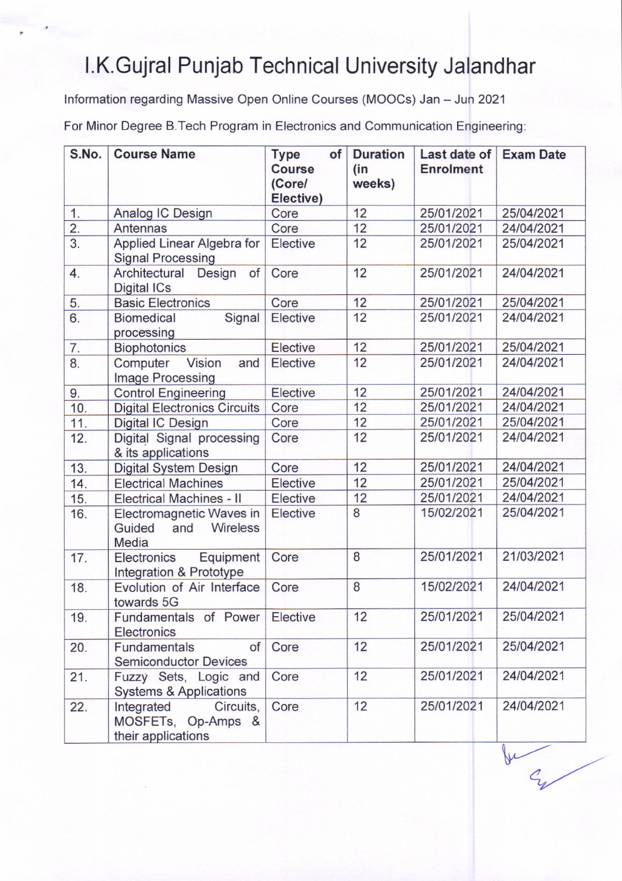# I.K.Gujral Punjab Technical University Jalandhar

Information regarding Massive Open Online Courses (MOOCs) Jan – Jun 2021

For Minor Degree B.Tech Program in Electronics and Communication Engineering:

| S.No. | Course Name | Type of Course (Core/ Elective) | Duration (in weeks) | Last date of Enrolment | Exam Date |
|---|---|---|---|---|---|
| 1. | Analog IC Design | Core | 12 | 25/01/2021 | 25/04/2021 |
| 2. | Antennas | Core | 12 | 25/01/2021 | 24/04/2021 |
| 3. | Applied Linear Algebra for Signal Processing | Elective | 12 | 25/01/2021 | 25/04/2021 |
| 4. | Architectural Design of Digital ICs | Core | 12 | 25/01/2021 | 24/04/2021 |
| 5. | Basic Electronics | Core | 12 | 25/01/2021 | 25/04/2021 |
| 6. | Biomedical Signal processing | Elective | 12 | 25/01/2021 | 24/04/2021 |
| 7. | Biophotonics | Elective | 12 | 25/01/2021 | 25/04/2021 |
| 8. | Computer Vision and Image Processing | Elective | 12 | 25/01/2021 | 24/04/2021 |
| 9. | Control Engineering | Elective | 12 | 25/01/2021 | 24/04/2021 |
| 10. | Digital Electronics Circuits | Core | 12 | 25/01/2021 | 24/04/2021 |
| 11. | Digital IC Design | Core | 12 | 25/01/2021 | 25/04/2021 |
| 12. | Digital Signal processing & its applications | Core | 12 | 25/01/2021 | 24/04/2021 |
| 13. | Digital System Design | Core | 12 | 25/01/2021 | 24/04/2021 |
| 14. | Electrical Machines | Elective | 12 | 25/01/2021 | 25/04/2021 |
| 15. | Electrical Machines - II | Elective | 12 | 25/01/2021 | 24/04/2021 |
| 16. | Electromagnetic Waves in Guided and Wireless Media | Elective | 8 | 15/02/2021 | 25/04/2021 |
| 17. | Electronics Equipment Integration & Prototype | Core | 8 | 25/01/2021 | 21/03/2021 |
| 18. | Evolution of Air Interface towards 5G | Core | 8 | 15/02/2021 | 24/04/2021 |
| 19. | Fundamentals of Power Electronics | Elective | 12 | 25/01/2021 | 25/04/2021 |
| 20. | Fundamentals of Semiconductor Devices | Core | 12 | 25/01/2021 | 25/04/2021 |
| 21. | Fuzzy Sets, Logic and Systems & Applications | Core | 12 | 25/01/2021 | 24/04/2021 |
| 22. | Integrated Circuits, MOSFETs, Op-Amps & their applications | Core | 12 | 25/01/2021 | 24/04/2021 |